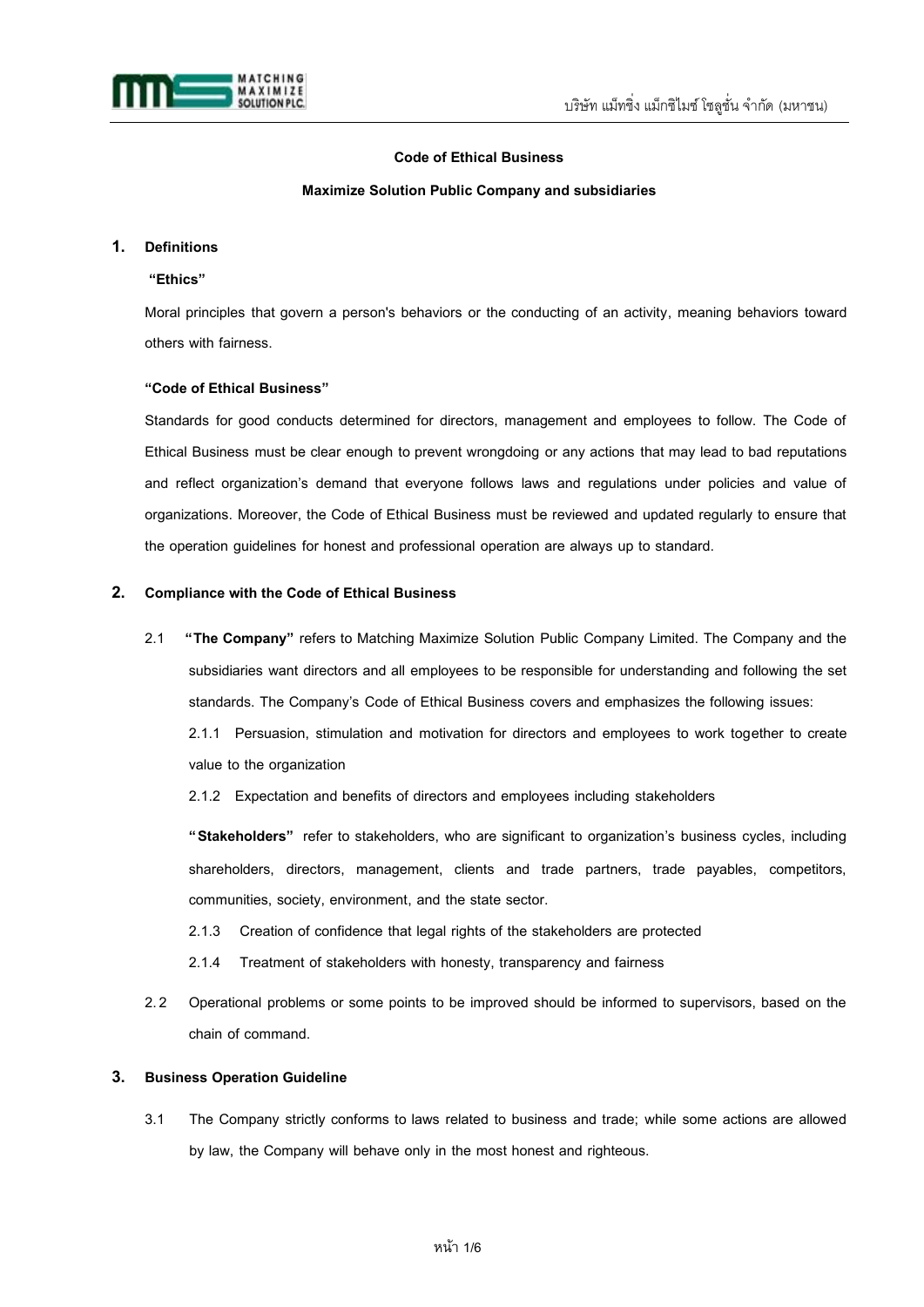**Code of Ethical Business**

**Maximize Solution Public Company and subsidiaries**

## 1. Definitions

**"Ethics"**

Moral principles that govern a person's behaviors or the conducting of an activity, meaning behaviors toward others with fairness.

**"Code of Ethical Business"**

Standards for good conducts determined for directors, management and employees to follow. The Code of Ethical Business must be clear enough to prevent wrongdoing or any actions that may lead to bad reputations and reflect organization's demand that everyone follows laws and regulations under policies and value of organizations. Moreover, the Code of Ethical Business must be reviewed and updated regularly to ensure that the operation guidelines for honest and professional operation are always up to standard.

## 2. Compliance with the Code of Ethical Business

2.1 **"The Company"** refers to Matching Maximize Solution Public Company Limited. The Company and the subsidiaries want directors and all employees to be responsible for understanding and following the set standards. The Company's Code of Ethical Business covers and emphasizes the following issues:

2.1.1 Persuasion, stimulation and motivation for directors and employees to work together to create value to the organization

2.1.2 Expectation and benefits of directors and employees including stakeholders

**"Stakeholders"** refer to stakeholders, who are significant to organization's business cycles, including shareholders, directors, management, clients and trade partners, trade payables, competitors, communities, society, environment, and the state sector.

2.1.3 Creation of confidence that legal rights of the stakeholders are protected

2.1.4 Treatment of stakeholders with honesty, transparency and fairness

2.2 Operational problems or some points to be improved should be informed to supervisors, based on the chain of command.

## 3. Business Operation Guideline

3.1 The Company strictly conforms to laws related to business and trade; while some actions are allowed by law, the Company will behave only in the most honest and righteous.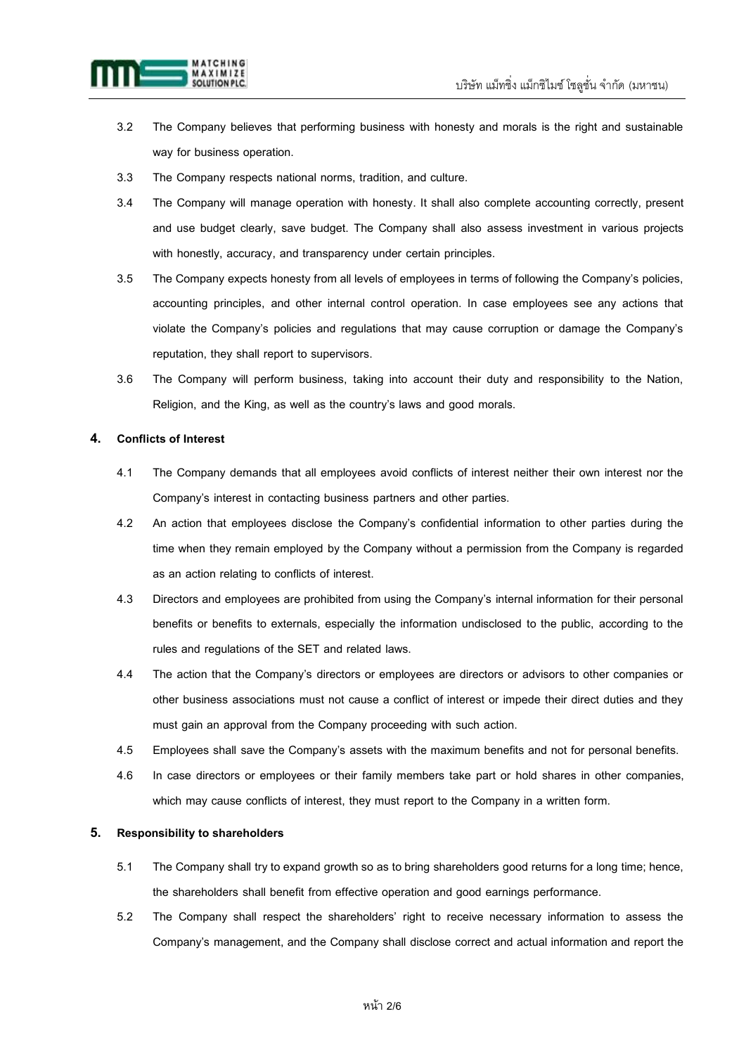3.2 The Company believes that performing business with honesty and morals is the right and sustainable way for business operation.

3.3 The Company respects national norms, tradition, and culture.

3.4 The Company will manage operation with honesty. It shall also complete accounting correctly, present and use budget clearly, save budget. The Company shall also assess investment in various projects with honestly, accuracy, and transparency under certain principles.

3.5 The Company expects honesty from all levels of employees in terms of following the Company's policies, accounting principles, and other internal control operation. In case employees see any actions that violate the Company's policies and regulations that may cause corruption or damage the Company's reputation, they shall report to supervisors.

3.6 The Company will perform business, taking into account their duty and responsibility to the Nation, Religion, and the King, as well as the country's laws and good morals.

## 4. Conflicts of Interest

4.1 The Company demands that all employees avoid conflicts of interest neither their own interest nor the Company's interest in contacting business partners and other parties.

4.2 An action that employees disclose the Company's confidential information to other parties during the time when they remain employed by the Company without a permission from the Company is regarded as an action relating to conflicts of interest.

4.3 Directors and employees are prohibited from using the Company's internal information for their personal benefits or benefits to externals, especially the information undisclosed to the public, according to the rules and regulations of the SET and related laws.

4.4 The action that the Company's directors or employees are directors or advisors to other companies or other business associations must not cause a conflict of interest or impede their direct duties and they must gain an approval from the Company proceeding with such action.

4.5 Employees shall save the Company's assets with the maximum benefits and not for personal benefits.

4.6 In case directors or employees or their family members take part or hold shares in other companies, which may cause conflicts of interest, they must report to the Company in a written form.

## 5. Responsibility to shareholders

5.1 The Company shall try to expand growth so as to bring shareholders good returns for a long time; hence, the shareholders shall benefit from effective operation and good earnings performance.

5.2 The Company shall respect the shareholders' right to receive necessary information to assess the Company's management, and the Company shall disclose correct and actual information and report the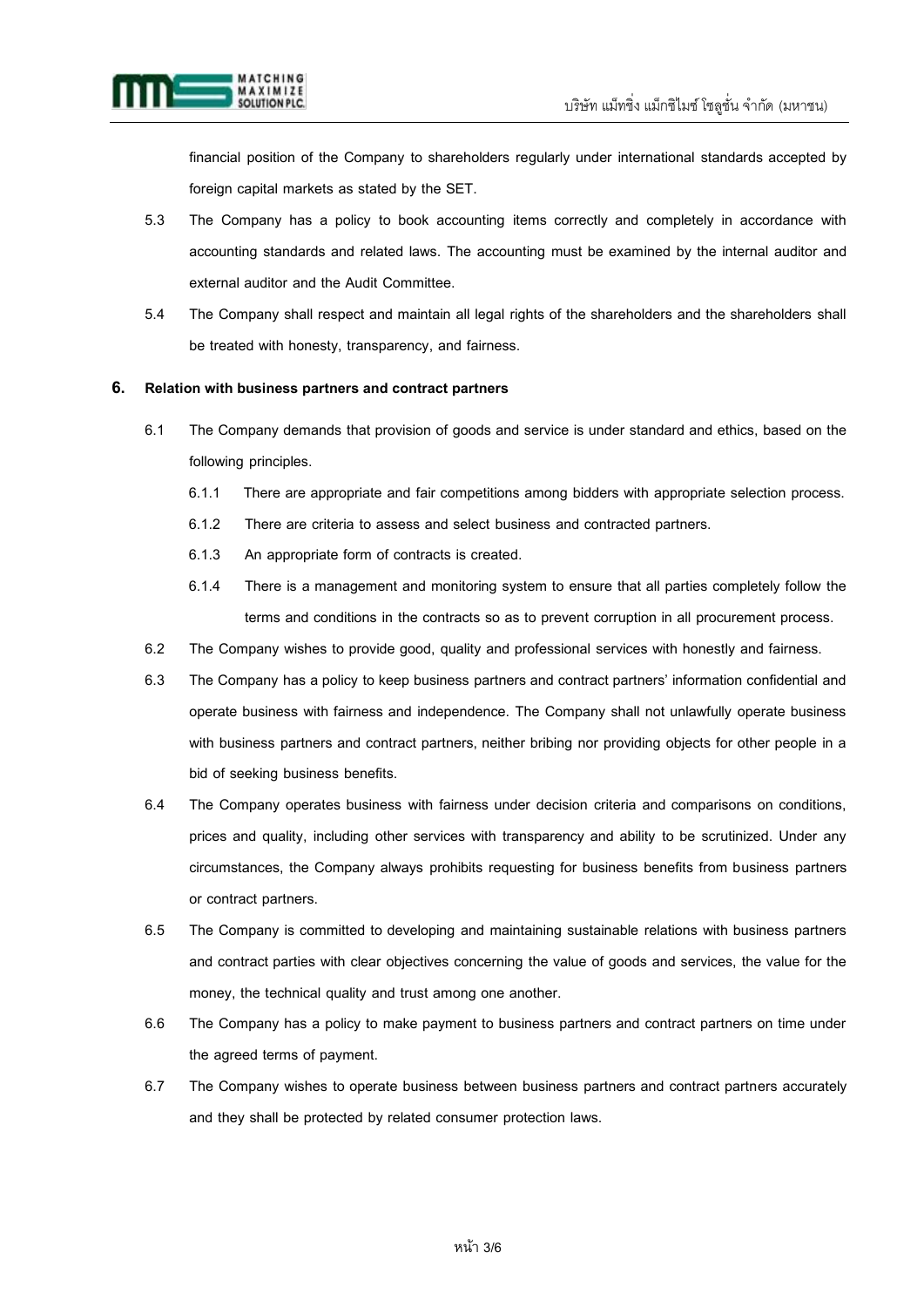financial position of the Company to shareholders regularly under international standards accepted by foreign capital markets as stated by the SET.

5.3 The Company has a policy to book accounting items correctly and completely in accordance with accounting standards and related laws. The accounting must be examined by the internal auditor and external auditor and the Audit Committee.

5.4 The Company shall respect and maintain all legal rights of the shareholders and the shareholders shall be treated with honesty, transparency, and fairness.

## 6. Relation with business partners and contract partners

6.1 The Company demands that provision of goods and service is under standard and ethics, based on the following principles.

- 6.1.1 There are appropriate and fair competitions among bidders with appropriate selection process.
- 6.1.2 There are criteria to assess and select business and contracted partners.
- 6.1.3 An appropriate form of contracts is created.
- 6.1.4 There is a management and monitoring system to ensure that all parties completely follow the terms and conditions in the contracts so as to prevent corruption in all procurement process.

6.2 The Company wishes to provide good, quality and professional services with honestly and fairness.

6.3 The Company has a policy to keep business partners and contract partners' information confidential and operate business with fairness and independence. The Company shall not unlawfully operate business with business partners and contract partners, neither bribing nor providing objects for other people in a bid of seeking business benefits.

6.4 The Company operates business with fairness under decision criteria and comparisons on conditions, prices and quality, including other services with transparency and ability to be scrutinized. Under any circumstances, the Company always prohibits requesting for business benefits from business partners or contract partners.

6.5 The Company is committed to developing and maintaining sustainable relations with business partners and contract parties with clear objectives concerning the value of goods and services, the value for the money, the technical quality and trust among one another.

6.6 The Company has a policy to make payment to business partners and contract partners on time under the agreed terms of payment.

6.7 The Company wishes to operate business between business partners and contract partners accurately and they shall be protected by related consumer protection laws.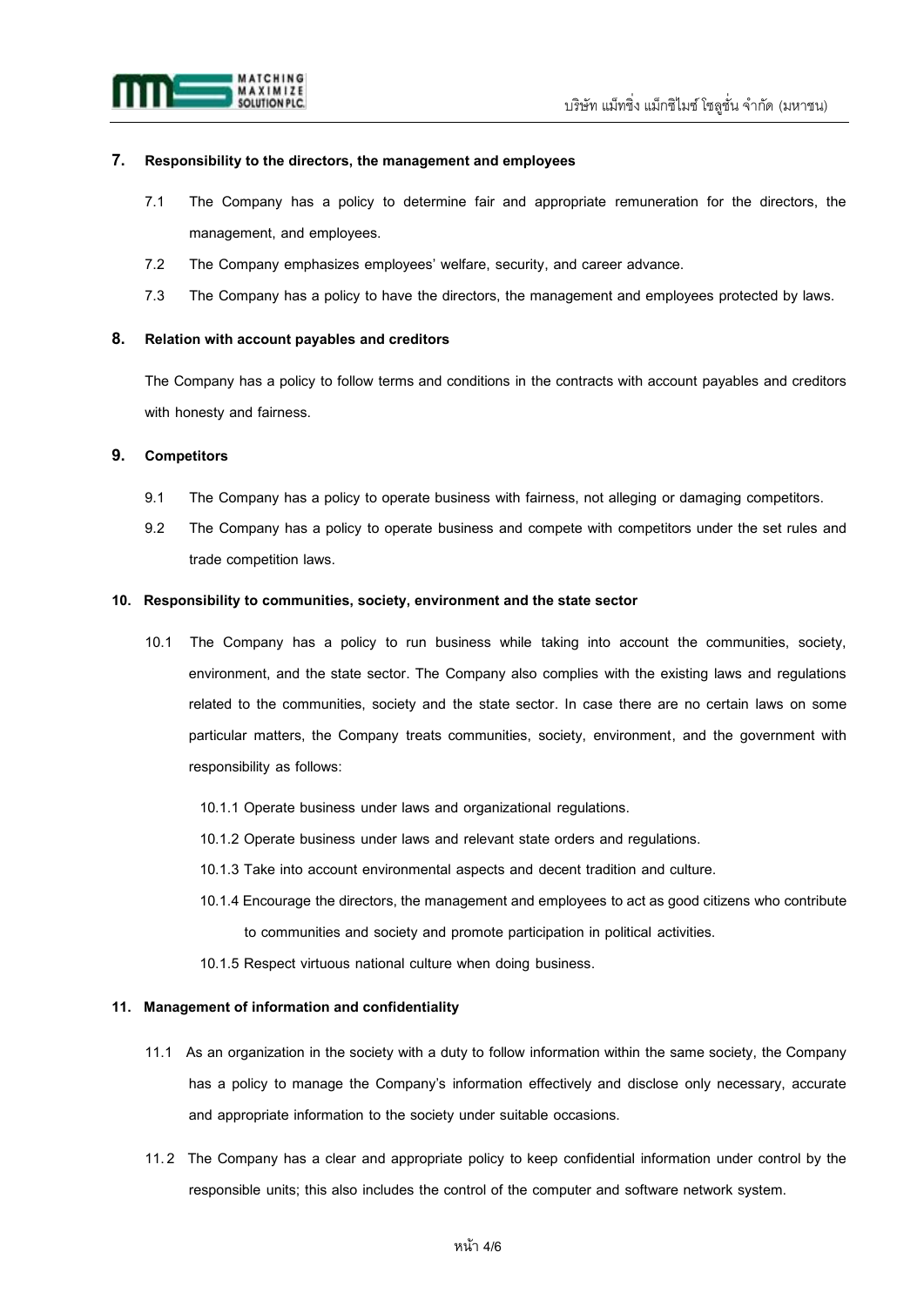## 7. Responsibility to the directors, the management and employees

7.1 The Company has a policy to determine fair and appropriate remuneration for the directors, the management, and employees.

7.2 The Company emphasizes employees' welfare, security, and career advance.

7.3 The Company has a policy to have the directors, the management and employees protected by laws.

## 8. Relation with account payables and creditors

The Company has a policy to follow terms and conditions in the contracts with account payables and creditors with honesty and fairness.

## 9. Competitors

9.1 The Company has a policy to operate business with fairness, not alleging or damaging competitors.

9.2 The Company has a policy to operate business and compete with competitors under the set rules and trade competition laws.

## 10. Responsibility to communities, society, environment and the state sector

10.1 The Company has a policy to run business while taking into account the communities, society, environment, and the state sector. The Company also complies with the existing laws and regulations related to the communities, society and the state sector. In case there are no certain laws on some particular matters, the Company treats communities, society, environment, and the government with responsibility as follows:

10.1.1 Operate business under laws and organizational regulations.

10.1.2 Operate business under laws and relevant state orders and regulations.

10.1.3 Take into account environmental aspects and decent tradition and culture.

10.1.4 Encourage the directors, the management and employees to act as good citizens who contribute to communities and society and promote participation in political activities.

10.1.5 Respect virtuous national culture when doing business.

## 11. Management of information and confidentiality

11.1 As an organization in the society with a duty to follow information within the same society, the Company has a policy to manage the Company's information effectively and disclose only necessary, accurate and appropriate information to the society under suitable occasions.

11.2 The Company has a clear and appropriate policy to keep confidential information under control by the responsible units; this also includes the control of the computer and software network system.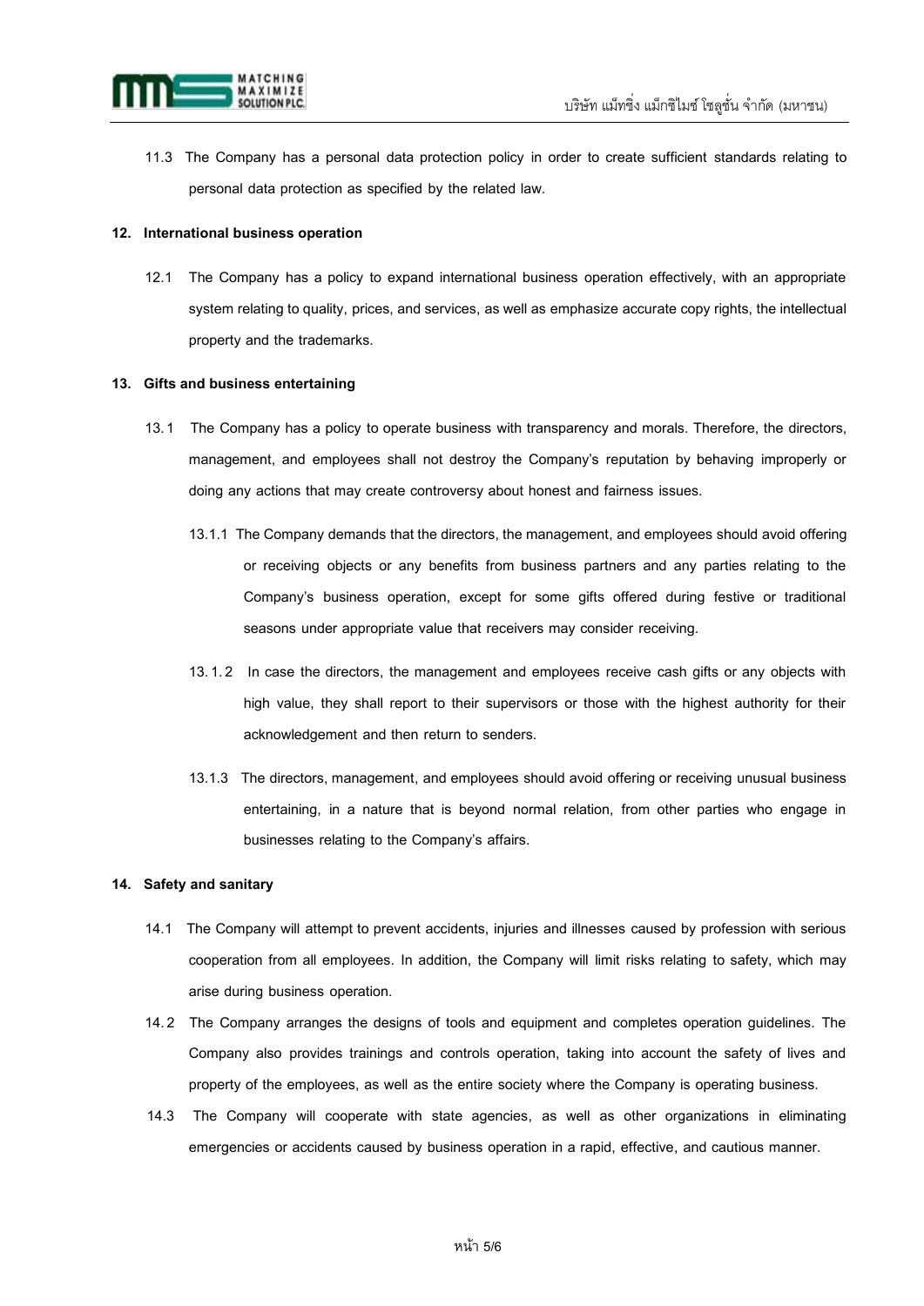11.3 The Company has a personal data protection policy in order to create sufficient standards relating to personal data protection as specified by the related law.

**12. International business operation**

12.1 The Company has a policy to expand international business operation effectively, with an appropriate system relating to quality, prices, and services, as well as emphasize accurate copy rights, the intellectual property and the trademarks.

**13. Gifts and business entertaining**

13.1 The Company has a policy to operate business with transparency and morals. Therefore, the directors, management, and employees shall not destroy the Company's reputation by behaving improperly or doing any actions that may create controversy about honest and fairness issues.

13.1.1 The Company demands that the directors, the management, and employees should avoid offering or receiving objects or any benefits from business partners and any parties relating to the Company's business operation, except for some gifts offered during festive or traditional seasons under appropriate value that receivers may consider receiving.

13.1.2 In case the directors, the management and employees receive cash gifts or any objects with high value, they shall report to their supervisors or those with the highest authority for their acknowledgement and then return to senders.

13.1.3 The directors, management, and employees should avoid offering or receiving unusual business entertaining, in a nature that is beyond normal relation, from other parties who engage in businesses relating to the Company's affairs.

**14. Safety and sanitary**

14.1 The Company will attempt to prevent accidents, injuries and illnesses caused by profession with serious cooperation from all employees. In addition, the Company will limit risks relating to safety, which may arise during business operation.

14.2 The Company arranges the designs of tools and equipment and completes operation guidelines. The Company also provides trainings and controls operation, taking into account the safety of lives and property of the employees, as well as the entire society where the Company is operating business.

14.3 The Company will cooperate with state agencies, as well as other organizations in eliminating emergencies or accidents caused by business operation in a rapid, effective, and cautious manner.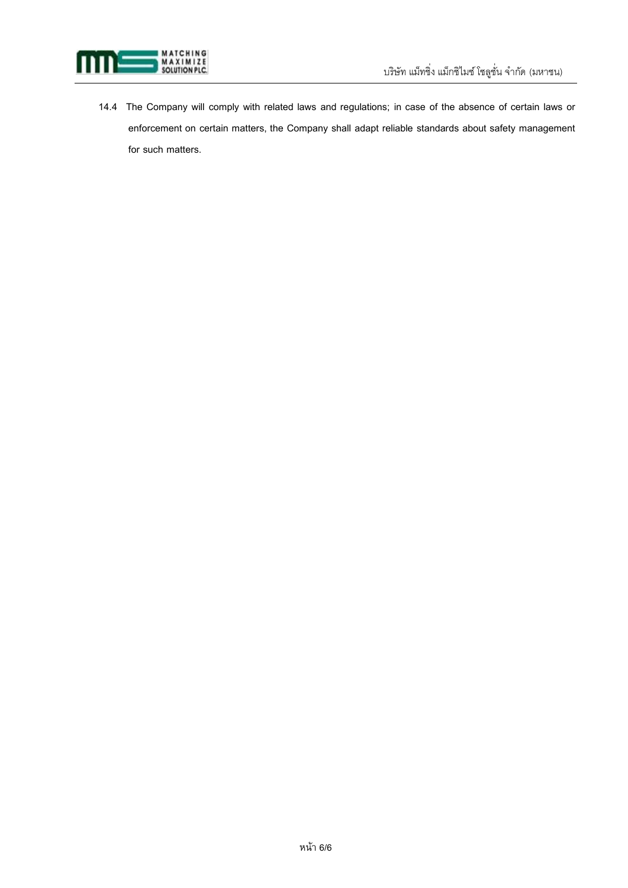14.4 The Company will comply with related laws and regulations; in case of the absence of certain laws or enforcement on certain matters, the Company shall adapt reliable standards about safety management for such matters.